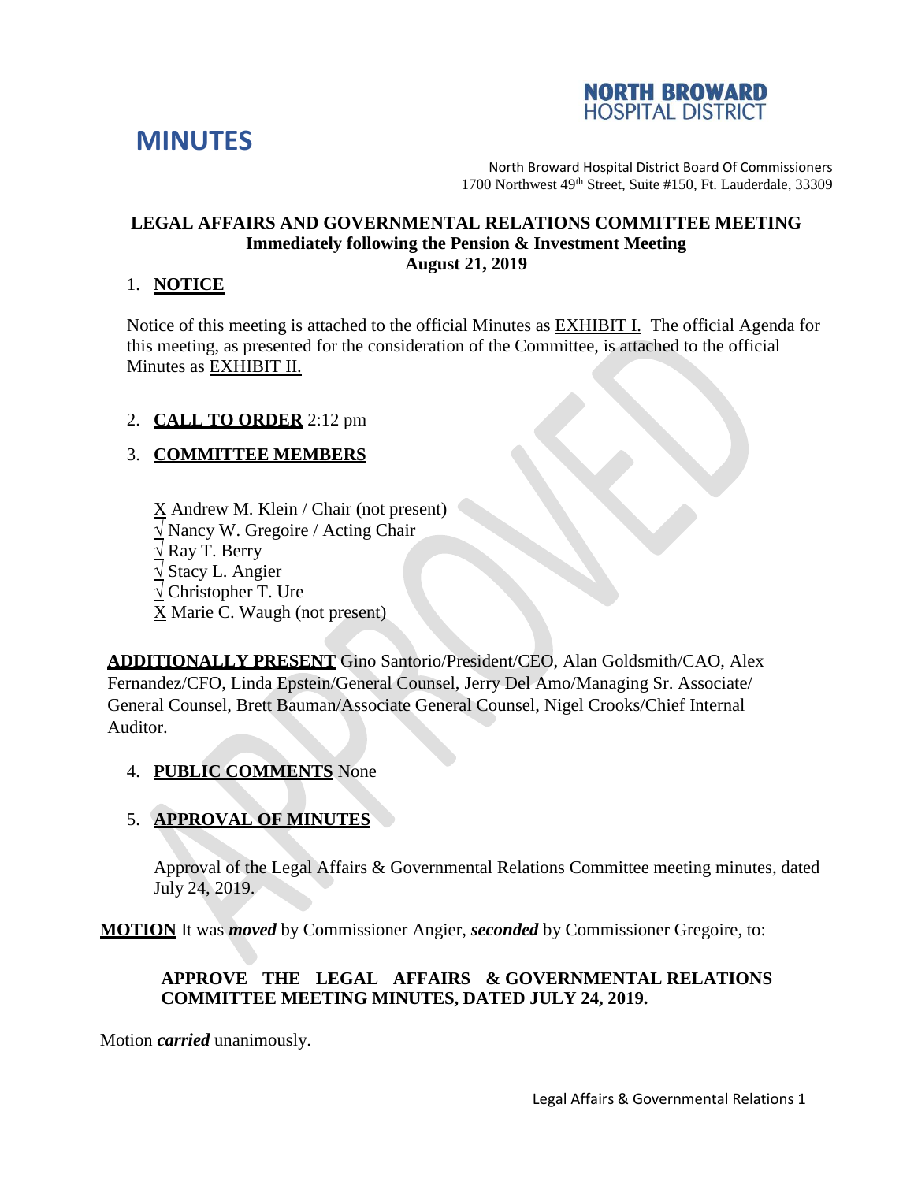NORTH BROWARD
HOSPITAL DISTRICT

# MINUTES

North Broward Hospital District Board Of Commissioners
1700 Northwest 49th Street, Suite #150, Ft. Lauderdale, 33309

## LEGAL AFFAIRS AND GOVERNMENTAL RELATIONS COMMITTEE MEETING
**Immediately following the Pension & Investment Meeting**
**August 21, 2019**

1. **NOTICE**

Notice of this meeting is attached to the official Minutes as EXHIBIT I. The official Agenda for this meeting, as presented for the consideration of the Committee, is attached to the official Minutes as EXHIBIT II.

2. **CALL TO ORDER** 2:12 pm

3. **COMMITTEE MEMBERS**

X Andrew M. Klein / Chair (not present)
√ Nancy W. Gregoire / Acting Chair
√ Ray T. Berry
√ Stacy L. Angier
√ Christopher T. Ure
X Marie C. Waugh (not present)

**ADDITIONALLY PRESENT** Gino Santorio/President/CEO, Alan Goldsmith/CAO, Alex Fernandez/CFO, Linda Epstein/General Counsel, Jerry Del Amo/Managing Sr. Associate/ General Counsel, Brett Bauman/Associate General Counsel, Nigel Crooks/Chief Internal Auditor.

4. **PUBLIC COMMENTS** None

5. **APPROVAL OF MINUTES**

Approval of the Legal Affairs & Governmental Relations Committee meeting minutes, dated July 24, 2019.

**MOTION** It was ***moved*** by Commissioner Angier, ***seconded*** by Commissioner Gregoire, to:

**APPROVE THE LEGAL AFFAIRS & GOVERNMENTAL RELATIONS COMMITTEE MEETING MINUTES, DATED JULY 24, 2019.**

Motion ***carried*** unanimously.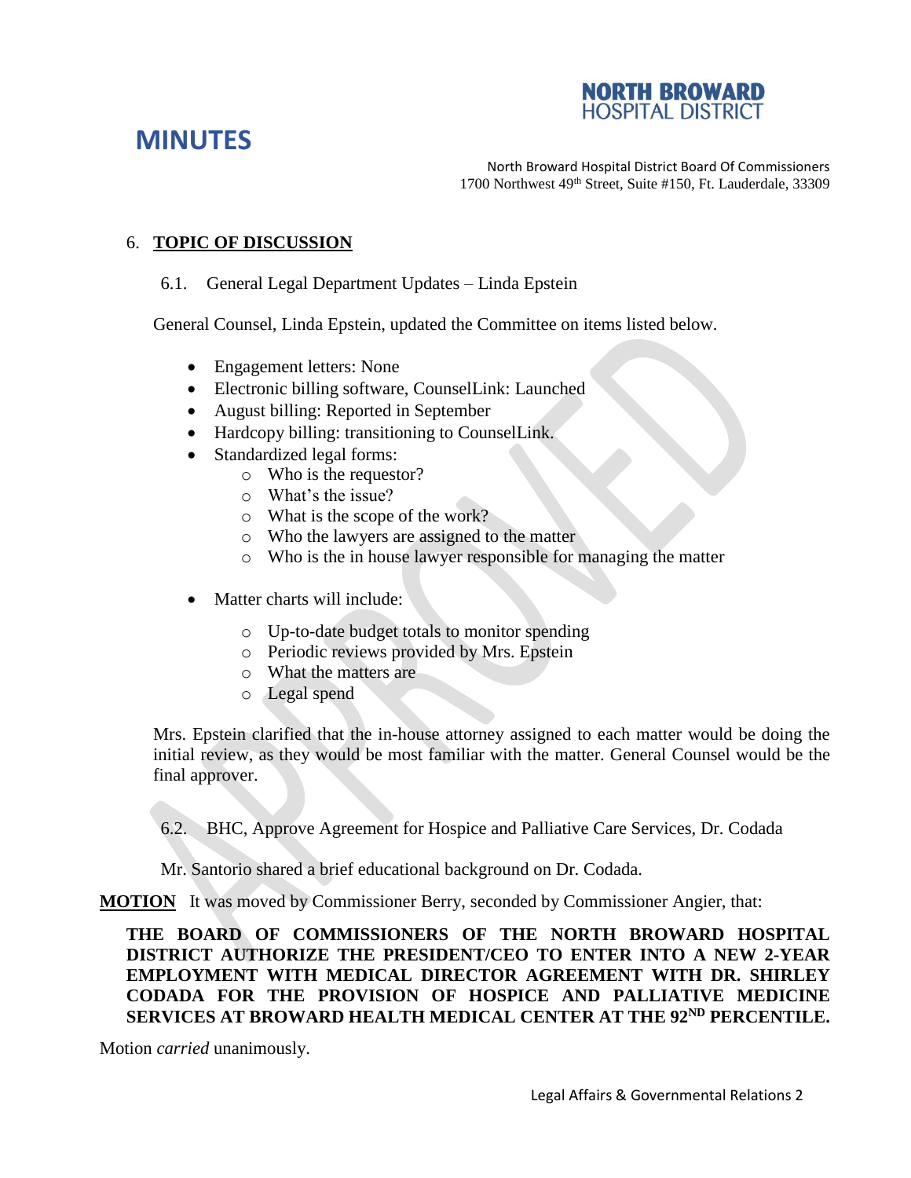# MINUTES

North Broward Hospital District Board Of Commissioners
1700 Northwest 49th Street, Suite #150, Ft. Lauderdale, 33309

## 6. TOPIC OF DISCUSSION

### 6.1. General Legal Department Updates – Linda Epstein

General Counsel, Linda Epstein, updated the Committee on items listed below.

- Engagement letters: None
- Electronic billing software, CounselLink: Launched
- August billing: Reported in September
- Hardcopy billing: transitioning to CounselLink.
- Standardized legal forms:
  - Who is the requestor?
  - What's the issue?
  - What is the scope of the work?
  - Who the lawyers are assigned to the matter
  - Who is the in house lawyer responsible for managing the matter
- Matter charts will include:
  - Up-to-date budget totals to monitor spending
  - Periodic reviews provided by Mrs. Epstein
  - What the matters are
  - Legal spend

Mrs. Epstein clarified that the in-house attorney assigned to each matter would be doing the initial review, as they would be most familiar with the matter. General Counsel would be the final approver.

### 6.2. BHC, Approve Agreement for Hospice and Palliative Care Services, Dr. Codada

Mr. Santorio shared a brief educational background on Dr. Codada.

**MOTION** It was moved by Commissioner Berry, seconded by Commissioner Angier, that:

**THE BOARD OF COMMISSIONERS OF THE NORTH BROWARD HOSPITAL DISTRICT AUTHORIZE THE PRESIDENT/CEO TO ENTER INTO A NEW 2-YEAR EMPLOYMENT WITH MEDICAL DIRECTOR AGREEMENT WITH DR. SHIRLEY CODADA FOR THE PROVISION OF HOSPICE AND PALLIATIVE MEDICINE SERVICES AT BROWARD HEALTH MEDICAL CENTER AT THE 92ND PERCENTILE.**

Motion *carried* unanimously.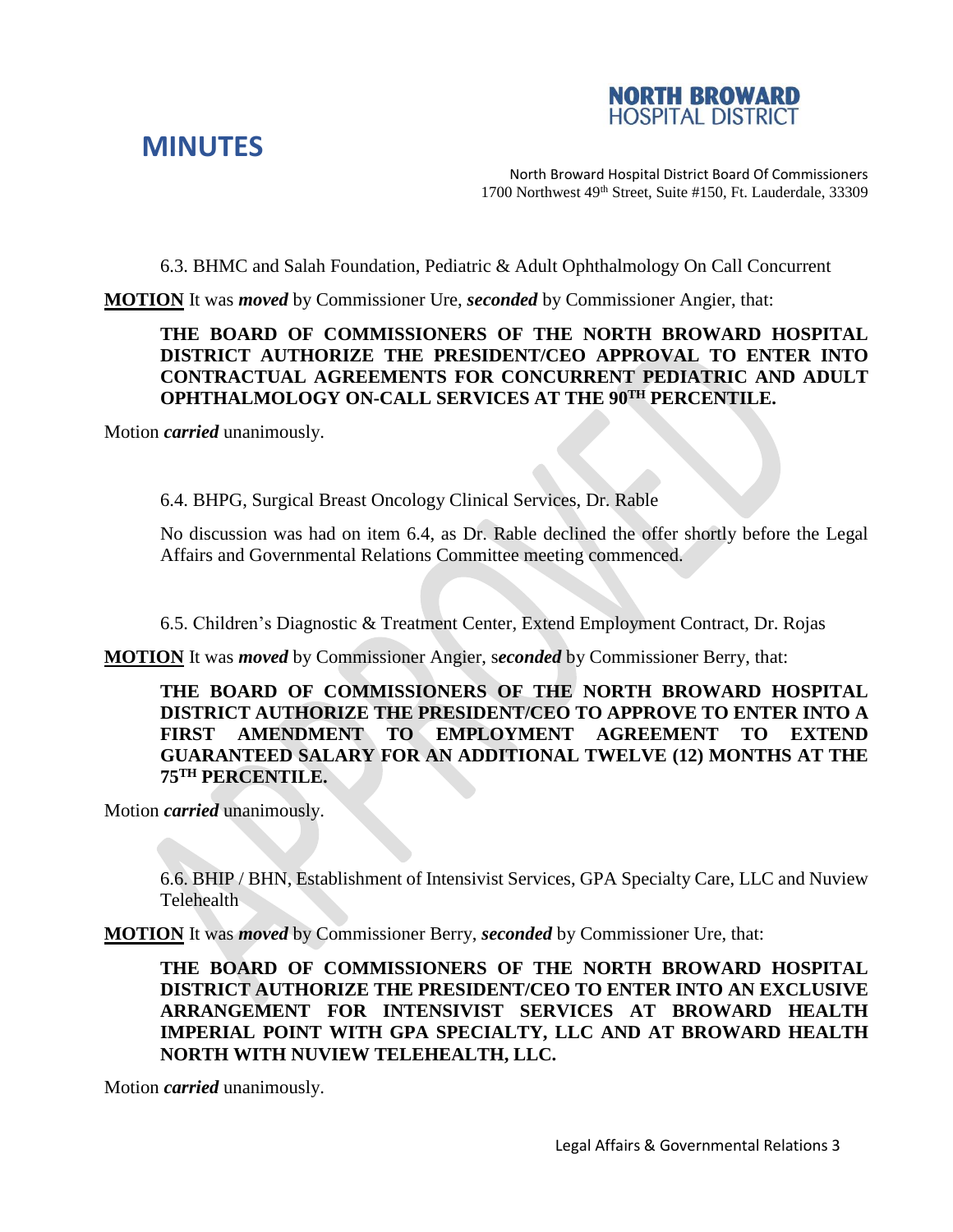6.3. BHMC and Salah Foundation, Pediatric & Adult Ophthalmology On Call Concurrent

**MOTION** It was ***moved*** by Commissioner Ure, ***seconded*** by Commissioner Angier, that:

**THE BOARD OF COMMISSIONERS OF THE NORTH BROWARD HOSPITAL DISTRICT AUTHORIZE THE PRESIDENT/CEO APPROVAL TO ENTER INTO CONTRACTUAL AGREEMENTS FOR CONCURRENT PEDIATRIC AND ADULT OPHTHALMOLOGY ON-CALL SERVICES AT THE 90TH PERCENTILE.**

Motion ***carried*** unanimously.

6.4. BHPG, Surgical Breast Oncology Clinical Services, Dr. Rable

No discussion was had on item 6.4, as Dr. Rable declined the offer shortly before the Legal Affairs and Governmental Relations Committee meeting commenced.

6.5. Children's Diagnostic & Treatment Center, Extend Employment Contract, Dr. Rojas

**MOTION** It was ***moved*** by Commissioner Angier, s***econded*** by Commissioner Berry, that:

**THE BOARD OF COMMISSIONERS OF THE NORTH BROWARD HOSPITAL DISTRICT AUTHORIZE THE PRESIDENT/CEO TO APPROVE TO ENTER INTO A FIRST AMENDMENT TO EMPLOYMENT AGREEMENT TO EXTEND GUARANTEED SALARY FOR AN ADDITIONAL TWELVE (12) MONTHS AT THE 75TH PERCENTILE.**

Motion ***carried*** unanimously.

6.6. BHIP / BHN, Establishment of Intensivist Services, GPA Specialty Care, LLC and Nuview Telehealth

**MOTION** It was ***moved*** by Commissioner Berry, ***seconded*** by Commissioner Ure, that:

**THE BOARD OF COMMISSIONERS OF THE NORTH BROWARD HOSPITAL DISTRICT AUTHORIZE THE PRESIDENT/CEO TO ENTER INTO AN EXCLUSIVE ARRANGEMENT FOR INTENSIVIST SERVICES AT BROWARD HEALTH IMPERIAL POINT WITH GPA SPECIALTY, LLC AND AT BROWARD HEALTH NORTH WITH NUVIEW TELEHEALTH, LLC.**

Motion ***carried*** unanimously.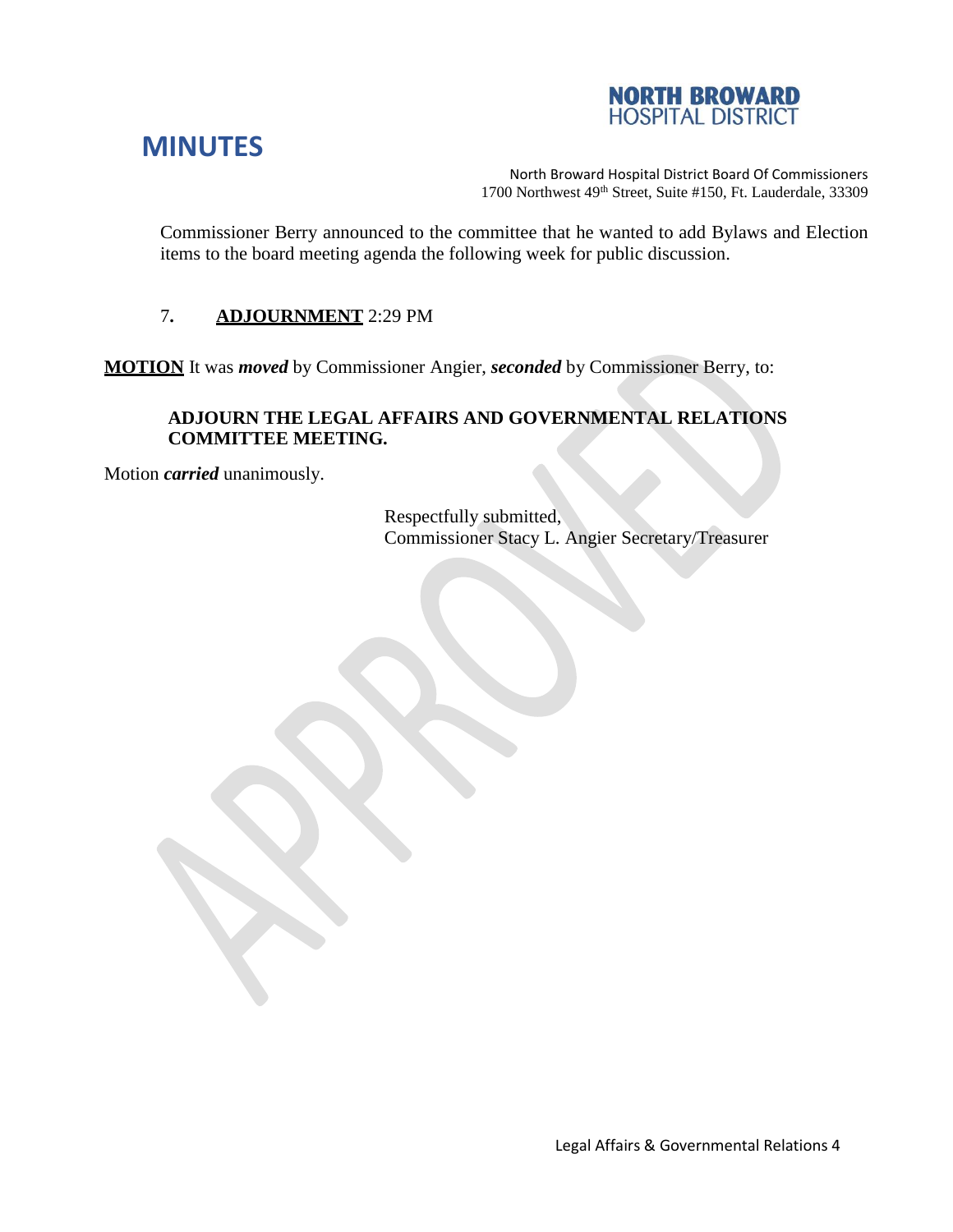Commissioner Berry announced to the committee that he wanted to add Bylaws and Election items to the board meeting agenda the following week for public discussion.

7. **ADJOURNMENT** 2:29 PM

**MOTION** It was ***moved*** by Commissioner Angier, ***seconded*** by Commissioner Berry, to:

**ADJOURN THE LEGAL AFFAIRS AND GOVERNMENTAL RELATIONS COMMITTEE MEETING.**

Motion ***carried*** unanimously.

Respectfully submitted,
Commissioner Stacy L. Angier Secretary/Treasurer